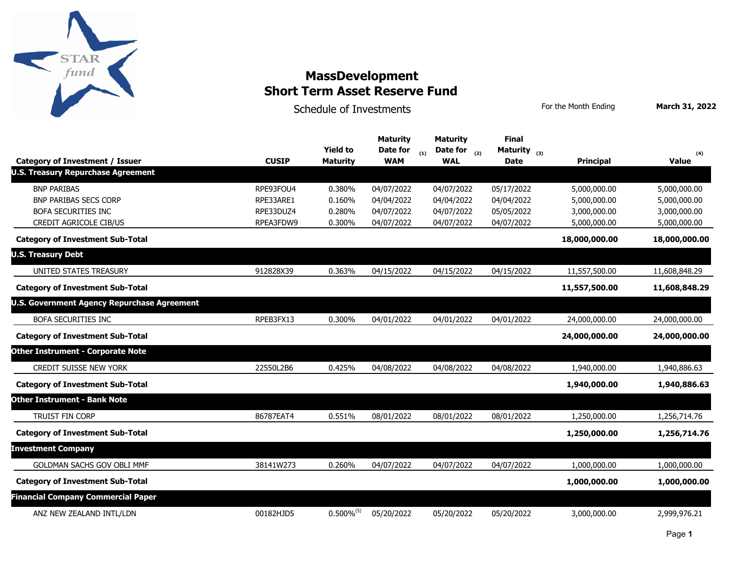# MassDevelopment
# Short Term Asset Reserve Fund

## Schedule of Investments

For the Month Ending **March 31, 2022**

| Category of Investment / Issuer | CUSIP | Yield to Maturity | Maturity Date for WAM (1) | Maturity Date for WAL (2) | Final Maturity Date (3) | Principal | Value (4) |
|---|---|---|---|---|---|---|---|
| **U.S. Treasury Repurchase Agreement** | | | | | | | |
| BNP PARIBAS | RPE93FOU4 | 0.380% | 04/07/2022 | 04/07/2022 | 05/17/2022 | 5,000,000.00 | 5,000,000.00 |
| BNP PARIBAS SECS CORP | RPE33ARE1 | 0.160% | 04/04/2022 | 04/04/2022 | 04/04/2022 | 5,000,000.00 | 5,000,000.00 |
| BOFA SECURITIES INC | RPE33DUZ4 | 0.280% | 04/07/2022 | 04/07/2022 | 05/05/2022 | 3,000,000.00 | 3,000,000.00 |
| CREDIT AGRICOLE CIB/US | RPEA3FDW9 | 0.300% | 04/07/2022 | 04/07/2022 | 04/07/2022 | 5,000,000.00 | 5,000,000.00 |
| **Category of Investment Sub-Total** | | | | | | **18,000,000.00** | **18,000,000.00** |
| **U.S. Treasury Debt** | | | | | | | |
| UNITED STATES TREASURY | 912828X39 | 0.363% | 04/15/2022 | 04/15/2022 | 04/15/2022 | 11,557,500.00 | 11,608,848.29 |
| **Category of Investment Sub-Total** | | | | | | **11,557,500.00** | **11,608,848.29** |
| **U.S. Government Agency Repurchase Agreement** | | | | | | | |
| BOFA SECURITIES INC | RPEB3FX13 | 0.300% | 04/01/2022 | 04/01/2022 | 04/01/2022 | 24,000,000.00 | 24,000,000.00 |
| **Category of Investment Sub-Total** | | | | | | **24,000,000.00** | **24,000,000.00** |
| **Other Instrument - Corporate Note** | | | | | | | |
| CREDIT SUISSE NEW YORK | 22550L2B6 | 0.425% | 04/08/2022 | 04/08/2022 | 04/08/2022 | 1,940,000.00 | 1,940,886.63 |
| **Category of Investment Sub-Total** | | | | | | **1,940,000.00** | **1,940,886.63** |
| **Other Instrument - Bank Note** | | | | | | | |
| TRUIST FIN CORP | 86787EAT4 | 0.551% | 08/01/2022 | 08/01/2022 | 08/01/2022 | 1,250,000.00 | 1,256,714.76 |
| **Category of Investment Sub-Total** | | | | | | **1,250,000.00** | **1,256,714.76** |
| **Investment Company** | | | | | | | |
| GOLDMAN SACHS GOV OBLI MMF | 38141W273 | 0.260% | 04/07/2022 | 04/07/2022 | 04/07/2022 | 1,000,000.00 | 1,000,000.00 |
| **Category of Investment Sub-Total** | | | | | | **1,000,000.00** | **1,000,000.00** |
| **Financial Company Commercial Paper** | | | | | | | |
| ANZ NEW ZEALAND INTL/LDN | 00182HJD5 | 0.500%[5] | 05/20/2022 | 05/20/2022 | 05/20/2022 | 3,000,000.00 | 2,999,976.21 |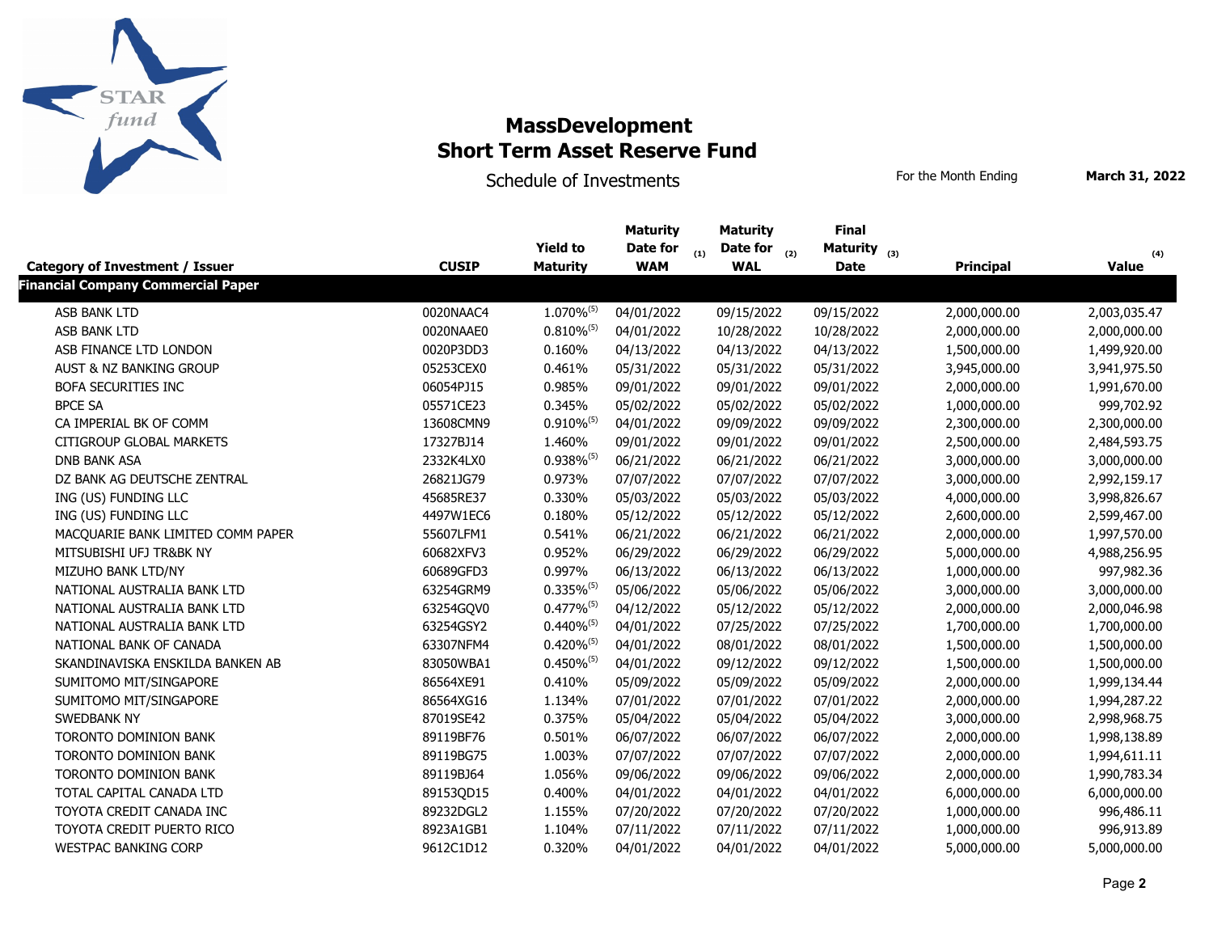# MassDevelopment
# Short Term Asset Reserve Fund

Schedule of Investments

For the Month Ending **March 31, 2022**

| Category of Investment / Issuer | CUSIP | Yield to Maturity | Maturity Date for WAM (1) | Maturity Date for WAL (2) | Final Maturity Date (3) | Principal | Value (4) |
|---|---|---|---|---|---|---|---|
| **Financial Company Commercial Paper** | | | | | | | |
| ASB BANK LTD | 0020NAAC4 | 1.070%(5) | 04/01/2022 | 09/15/2022 | 09/15/2022 | 2,000,000.00 | 2,003,035.47 |
| ASB BANK LTD | 0020NAAE0 | 0.810%(5) | 04/01/2022 | 10/28/2022 | 10/28/2022 | 2,000,000.00 | 2,000,000.00 |
| ASB FINANCE LTD LONDON | 0020P3DD3 | 0.160% | 04/13/2022 | 04/13/2022 | 04/13/2022 | 1,500,000.00 | 1,499,920.00 |
| AUST & NZ BANKING GROUP | 05253CEX0 | 0.461% | 05/31/2022 | 05/31/2022 | 05/31/2022 | 3,945,000.00 | 3,941,975.50 |
| BOFA SECURITIES INC | 06054PJ15 | 0.985% | 09/01/2022 | 09/01/2022 | 09/01/2022 | 2,000,000.00 | 1,991,670.00 |
| BPCE SA | 05571CE23 | 0.345% | 05/02/2022 | 05/02/2022 | 05/02/2022 | 1,000,000.00 | 999,702.92 |
| CA IMPERIAL BK OF COMM | 13608CMN9 | 0.910%(5) | 04/01/2022 | 09/09/2022 | 09/09/2022 | 2,300,000.00 | 2,300,000.00 |
| CITIGROUP GLOBAL MARKETS | 17327BJ14 | 1.460% | 09/01/2022 | 09/01/2022 | 09/01/2022 | 2,500,000.00 | 2,484,593.75 |
| DNB BANK ASA | 2332K4LX0 | 0.938%(5) | 06/21/2022 | 06/21/2022 | 06/21/2022 | 3,000,000.00 | 3,000,000.00 |
| DZ BANK AG DEUTSCHE ZENTRAL | 26821JG79 | 0.973% | 07/07/2022 | 07/07/2022 | 07/07/2022 | 3,000,000.00 | 2,992,159.17 |
| ING (US) FUNDING LLC | 45685RE37 | 0.330% | 05/03/2022 | 05/03/2022 | 05/03/2022 | 4,000,000.00 | 3,998,826.67 |
| ING (US) FUNDING LLC | 4497W1EC6 | 0.180% | 05/12/2022 | 05/12/2022 | 05/12/2022 | 2,600,000.00 | 2,599,467.00 |
| MACQUARIE BANK LIMITED COMM PAPER | 55607LFM1 | 0.541% | 06/21/2022 | 06/21/2022 | 06/21/2022 | 2,000,000.00 | 1,997,570.00 |
| MITSUBISHI UFJ TR&BK NY | 60682XFV3 | 0.952% | 06/29/2022 | 06/29/2022 | 06/29/2022 | 5,000,000.00 | 4,988,256.95 |
| MIZUHO BANK LTD/NY | 60689GFD3 | 0.997% | 06/13/2022 | 06/13/2022 | 06/13/2022 | 1,000,000.00 | 997,982.36 |
| NATIONAL AUSTRALIA BANK LTD | 63254GRM9 | 0.335%(5) | 05/06/2022 | 05/06/2022 | 05/06/2022 | 3,000,000.00 | 3,000,000.00 |
| NATIONAL AUSTRALIA BANK LTD | 63254GQV0 | 0.477%(5) | 04/12/2022 | 05/12/2022 | 05/12/2022 | 2,000,000.00 | 2,000,046.98 |
| NATIONAL AUSTRALIA BANK LTD | 63254GSY2 | 0.440%(5) | 04/01/2022 | 07/25/2022 | 07/25/2022 | 1,700,000.00 | 1,700,000.00 |
| NATIONAL BANK OF CANADA | 63307NFM4 | 0.420%(5) | 04/01/2022 | 08/01/2022 | 08/01/2022 | 1,500,000.00 | 1,500,000.00 |
| SKANDINAVISKA ENSKILDA BANKEN AB | 83050WBA1 | 0.450%(5) | 04/01/2022 | 09/12/2022 | 09/12/2022 | 1,500,000.00 | 1,500,000.00 |
| SUMITOMO MIT/SINGAPORE | 86564XE91 | 0.410% | 05/09/2022 | 05/09/2022 | 05/09/2022 | 2,000,000.00 | 1,999,134.44 |
| SUMITOMO MIT/SINGAPORE | 86564XG16 | 1.134% | 07/01/2022 | 07/01/2022 | 07/01/2022 | 2,000,000.00 | 1,994,287.22 |
| SWEDBANK NY | 87019SE42 | 0.375% | 05/04/2022 | 05/04/2022 | 05/04/2022 | 3,000,000.00 | 2,998,968.75 |
| TORONTO DOMINION BANK | 89119BF76 | 0.501% | 06/07/2022 | 06/07/2022 | 06/07/2022 | 2,000,000.00 | 1,998,138.89 |
| TORONTO DOMINION BANK | 89119BG75 | 1.003% | 07/07/2022 | 07/07/2022 | 07/07/2022 | 2,000,000.00 | 1,994,611.11 |
| TORONTO DOMINION BANK | 89119BJ64 | 1.056% | 09/06/2022 | 09/06/2022 | 09/06/2022 | 2,000,000.00 | 1,990,783.34 |
| TOTAL CAPITAL CANADA LTD | 89153QD15 | 0.400% | 04/01/2022 | 04/01/2022 | 04/01/2022 | 6,000,000.00 | 6,000,000.00 |
| TOYOTA CREDIT CANADA INC | 89232DGL2 | 1.155% | 07/20/2022 | 07/20/2022 | 07/20/2022 | 1,000,000.00 | 996,486.11 |
| TOYOTA CREDIT PUERTO RICO | 8923A1GB1 | 1.104% | 07/11/2022 | 07/11/2022 | 07/11/2022 | 1,000,000.00 | 996,913.89 |
| WESTPAC BANKING CORP | 9612C1D12 | 0.320% | 04/01/2022 | 04/01/2022 | 04/01/2022 | 5,000,000.00 | 5,000,000.00 |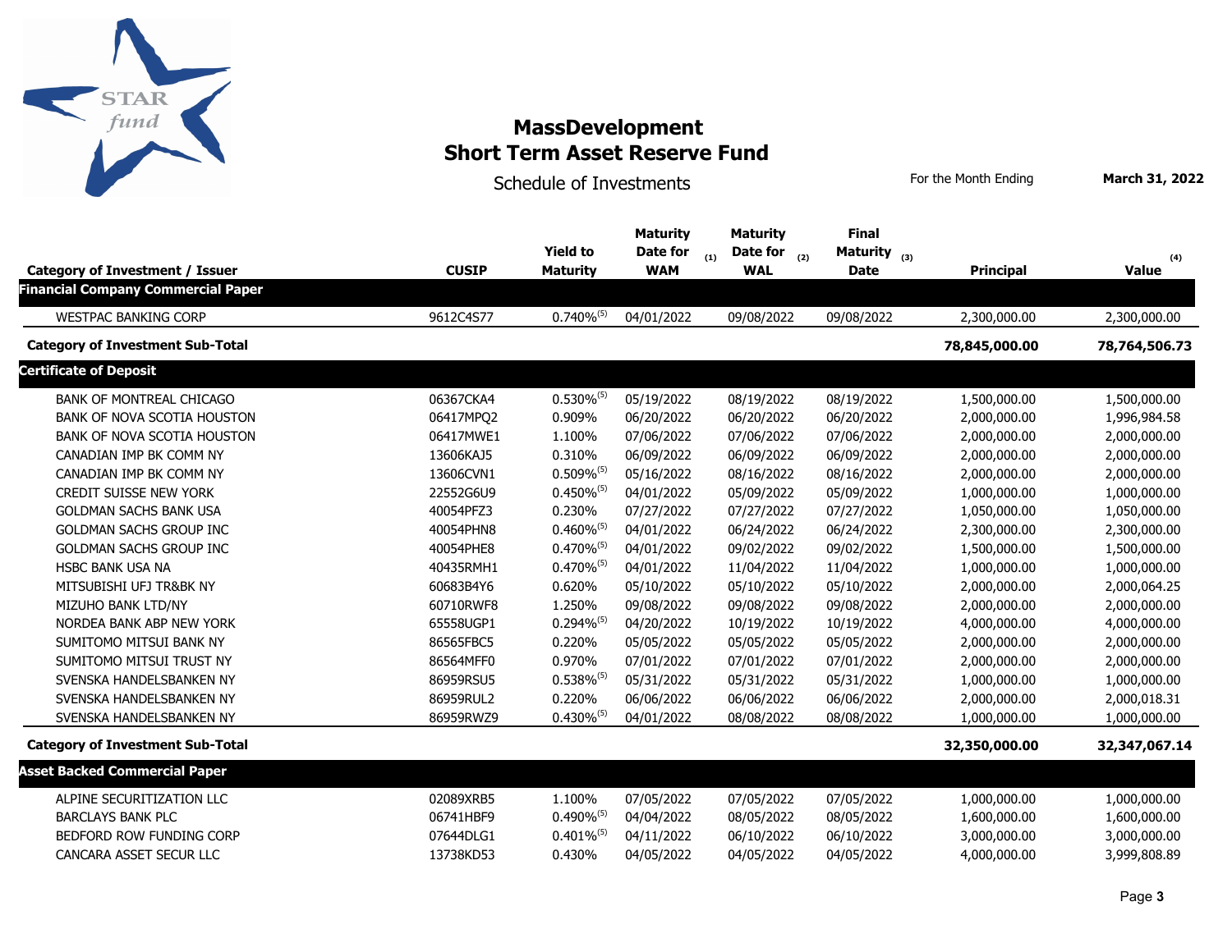# MassDevelopment
# Short Term Asset Reserve Fund

Schedule of Investments

For the Month Ending **March 31, 2022**

| Category of Investment / Issuer | CUSIP | Yield to Maturity | Maturity Date for WAM (1) | Maturity Date for WAL (2) | Final Maturity Date (3) | Principal | Value (4) |
|---|---|---|---|---|---|---|---|
| **Financial Company Commercial Paper** | | | | | | | |
| WESTPAC BANKING CORP | 9612C4S77 | 0.740%(5) | 04/01/2022 | 09/08/2022 | 09/08/2022 | 2,300,000.00 | 2,300,000.00 |
| **Category of Investment Sub-Total** | | | | | | **78,845,000.00** | **78,764,506.73** |
| **Certificate of Deposit** | | | | | | | |
| BANK OF MONTREAL CHICAGO | 06367CKA4 | 0.530%(5) | 05/19/2022 | 08/19/2022 | 08/19/2022 | 1,500,000.00 | 1,500,000.00 |
| BANK OF NOVA SCOTIA HOUSTON | 06417MPQ2 | 0.909% | 06/20/2022 | 06/20/2022 | 06/20/2022 | 2,000,000.00 | 1,996,984.58 |
| BANK OF NOVA SCOTIA HOUSTON | 06417MWE1 | 1.100% | 07/06/2022 | 07/06/2022 | 07/06/2022 | 2,000,000.00 | 2,000,000.00 |
| CANADIAN IMP BK COMM NY | 13606KAJ5 | 0.310% | 06/09/2022 | 06/09/2022 | 06/09/2022 | 2,000,000.00 | 2,000,000.00 |
| CANADIAN IMP BK COMM NY | 13606CVN1 | 0.509%(5) | 05/16/2022 | 08/16/2022 | 08/16/2022 | 2,000,000.00 | 2,000,000.00 |
| CREDIT SUISSE NEW YORK | 22552G6U9 | 0.450%(5) | 04/01/2022 | 05/09/2022 | 05/09/2022 | 1,000,000.00 | 1,000,000.00 |
| GOLDMAN SACHS BANK USA | 40054PFZ3 | 0.230% | 07/27/2022 | 07/27/2022 | 07/27/2022 | 1,050,000.00 | 1,050,000.00 |
| GOLDMAN SACHS GROUP INC | 40054PHN8 | 0.460%(5) | 04/01/2022 | 06/24/2022 | 06/24/2022 | 2,300,000.00 | 2,300,000.00 |
| GOLDMAN SACHS GROUP INC | 40054PHE8 | 0.470%(5) | 04/01/2022 | 09/02/2022 | 09/02/2022 | 1,500,000.00 | 1,500,000.00 |
| HSBC BANK USA NA | 40435RMH1 | 0.470%(5) | 04/01/2022 | 11/04/2022 | 11/04/2022 | 1,000,000.00 | 1,000,000.00 |
| MITSUBISHI UFJ TR&BK NY | 60683B4Y6 | 0.620% | 05/10/2022 | 05/10/2022 | 05/10/2022 | 2,000,000.00 | 2,000,064.25 |
| MIZUHO BANK LTD/NY | 60710RWF8 | 1.250% | 09/08/2022 | 09/08/2022 | 09/08/2022 | 2,000,000.00 | 2,000,000.00 |
| NORDEA BANK ABP NEW YORK | 65558UGP1 | 0.294%(5) | 04/20/2022 | 10/19/2022 | 10/19/2022 | 4,000,000.00 | 4,000,000.00 |
| SUMITOMO MITSUI BANK NY | 86565FBC5 | 0.220% | 05/05/2022 | 05/05/2022 | 05/05/2022 | 2,000,000.00 | 2,000,000.00 |
| SUMITOMO MITSUI TRUST NY | 86564MFF0 | 0.970% | 07/01/2022 | 07/01/2022 | 07/01/2022 | 2,000,000.00 | 2,000,000.00 |
| SVENSKA HANDELSBANKEN NY | 86959RSU5 | 0.538%(5) | 05/31/2022 | 05/31/2022 | 05/31/2022 | 1,000,000.00 | 1,000,000.00 |
| SVENSKA HANDELSBANKEN NY | 86959RUL2 | 0.220% | 06/06/2022 | 06/06/2022 | 06/06/2022 | 2,000,000.00 | 2,000,018.31 |
| SVENSKA HANDELSBANKEN NY | 86959RWZ9 | 0.430%(5) | 04/01/2022 | 08/08/2022 | 08/08/2022 | 1,000,000.00 | 1,000,000.00 |
| **Category of Investment Sub-Total** | | | | | | **32,350,000.00** | **32,347,067.14** |
| **Asset Backed Commercial Paper** | | | | | | | |
| ALPINE SECURITIZATION LLC | 02089XRB5 | 1.100% | 07/05/2022 | 07/05/2022 | 07/05/2022 | 1,000,000.00 | 1,000,000.00 |
| BARCLAYS BANK PLC | 06741HBF9 | 0.490%(5) | 04/04/2022 | 08/05/2022 | 08/05/2022 | 1,600,000.00 | 1,600,000.00 |
| BEDFORD ROW FUNDING CORP | 07644DLG1 | 0.401%(5) | 04/11/2022 | 06/10/2022 | 06/10/2022 | 3,000,000.00 | 3,000,000.00 |
| CANCARA ASSET SECUR LLC | 13738KD53 | 0.430% | 04/05/2022 | 04/05/2022 | 04/05/2022 | 4,000,000.00 | 3,999,808.89 |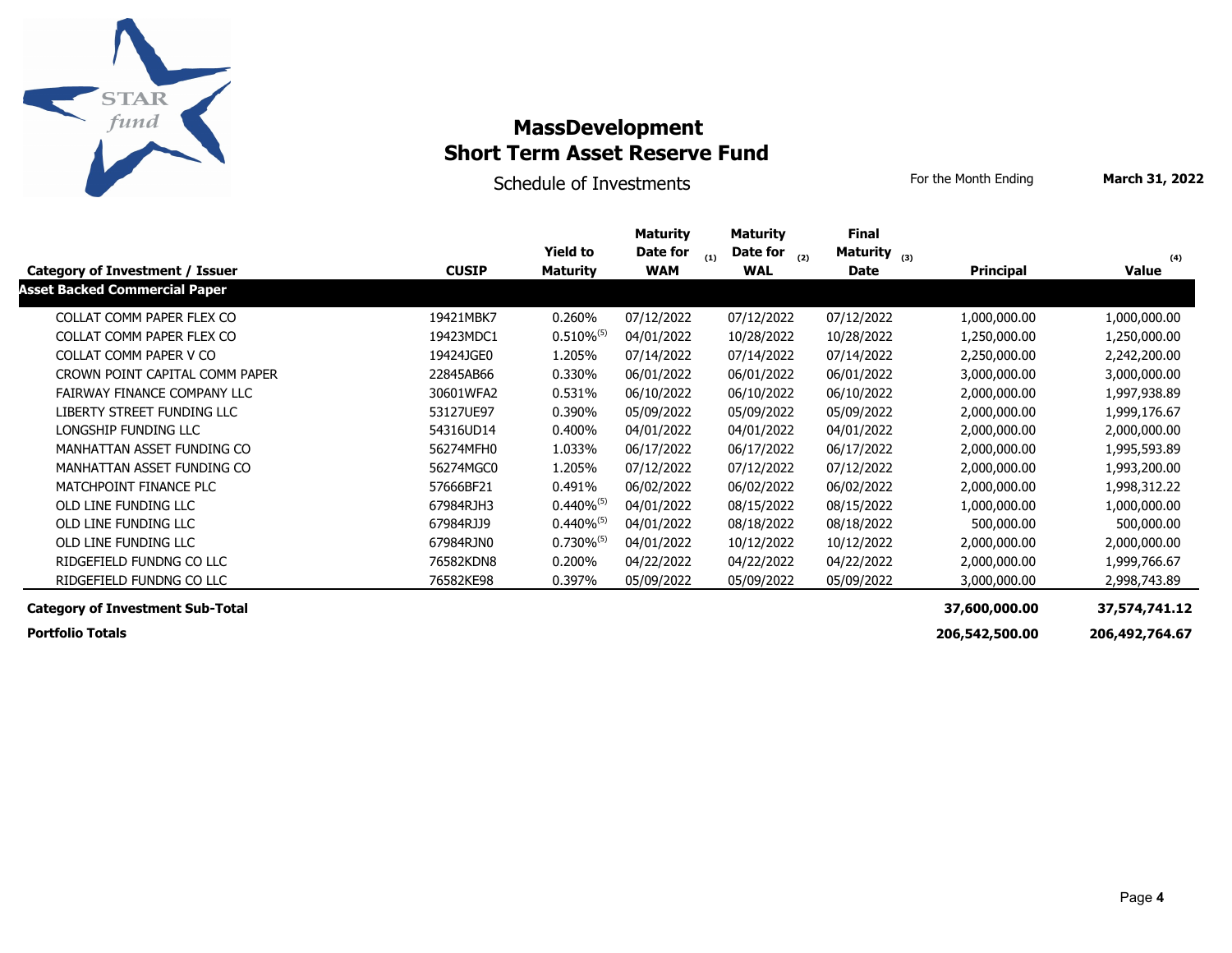# MassDevelopment
# Short Term Asset Reserve Fund

Schedule of Investments

For the Month Ending **March 31, 2022**

| Category of Investment / Issuer | CUSIP | Yield to Maturity | Maturity Date for WAM (1) | Maturity Date for WAL (2) | Final Maturity Date (3) | Principal | Value (4) |
|---|---|---|---|---|---|---|---|
| **Asset Backed Commercial Paper** | | | | | | | |
| COLLAT COMM PAPER FLEX CO | 19421MBK7 | 0.260% | 07/12/2022 | 07/12/2022 | 07/12/2022 | 1,000,000.00 | 1,000,000.00 |
| COLLAT COMM PAPER FLEX CO | 19423MDC1 | 0.510% (5) | 04/01/2022 | 10/28/2022 | 10/28/2022 | 1,250,000.00 | 1,250,000.00 |
| COLLAT COMM PAPER V CO | 19424JGE0 | 1.205% | 07/14/2022 | 07/14/2022 | 07/14/2022 | 2,250,000.00 | 2,242,200.00 |
| CROWN POINT CAPITAL COMM PAPER | 22845AB66 | 0.330% | 06/01/2022 | 06/01/2022 | 06/01/2022 | 3,000,000.00 | 3,000,000.00 |
| FAIRWAY FINANCE COMPANY LLC | 30601WFA2 | 0.531% | 06/10/2022 | 06/10/2022 | 06/10/2022 | 2,000,000.00 | 1,997,938.89 |
| LIBERTY STREET FUNDING LLC | 53127UE97 | 0.390% | 05/09/2022 | 05/09/2022 | 05/09/2022 | 2,000,000.00 | 1,999,176.67 |
| LONGSHIP FUNDING LLC | 54316UD14 | 0.400% | 04/01/2022 | 04/01/2022 | 04/01/2022 | 2,000,000.00 | 2,000,000.00 |
| MANHATTAN ASSET FUNDING CO | 56274MFH0 | 1.033% | 06/17/2022 | 06/17/2022 | 06/17/2022 | 2,000,000.00 | 1,995,593.89 |
| MANHATTAN ASSET FUNDING CO | 56274MGC0 | 1.205% | 07/12/2022 | 07/12/2022 | 07/12/2022 | 2,000,000.00 | 1,993,200.00 |
| MATCHPOINT FINANCE PLC | 57666BF21 | 0.491% | 06/02/2022 | 06/02/2022 | 06/02/2022 | 2,000,000.00 | 1,998,312.22 |
| OLD LINE FUNDING LLC | 67984RJH3 | 0.440% (5) | 04/01/2022 | 08/15/2022 | 08/15/2022 | 1,000,000.00 | 1,000,000.00 |
| OLD LINE FUNDING LLC | 67984RJJ9 | 0.440% (5) | 04/01/2022 | 08/18/2022 | 08/18/2022 | 500,000.00 | 500,000.00 |
| OLD LINE FUNDING LLC | 67984RJN0 | 0.730% (5) | 04/01/2022 | 10/12/2022 | 10/12/2022 | 2,000,000.00 | 2,000,000.00 |
| RIDGEFIELD FUNDNG CO LLC | 76582KDN8 | 0.200% | 04/22/2022 | 04/22/2022 | 04/22/2022 | 2,000,000.00 | 1,999,766.67 |
| RIDGEFIELD FUNDNG CO LLC | 76582KE98 | 0.397% | 05/09/2022 | 05/09/2022 | 05/09/2022 | 3,000,000.00 | 2,998,743.89 |
| **Category of Investment Sub-Total** | | | | | | **37,600,000.00** | **37,574,741.12** |
| **Portfolio Totals** | | | | | | **206,542,500.00** | **206,492,764.67** |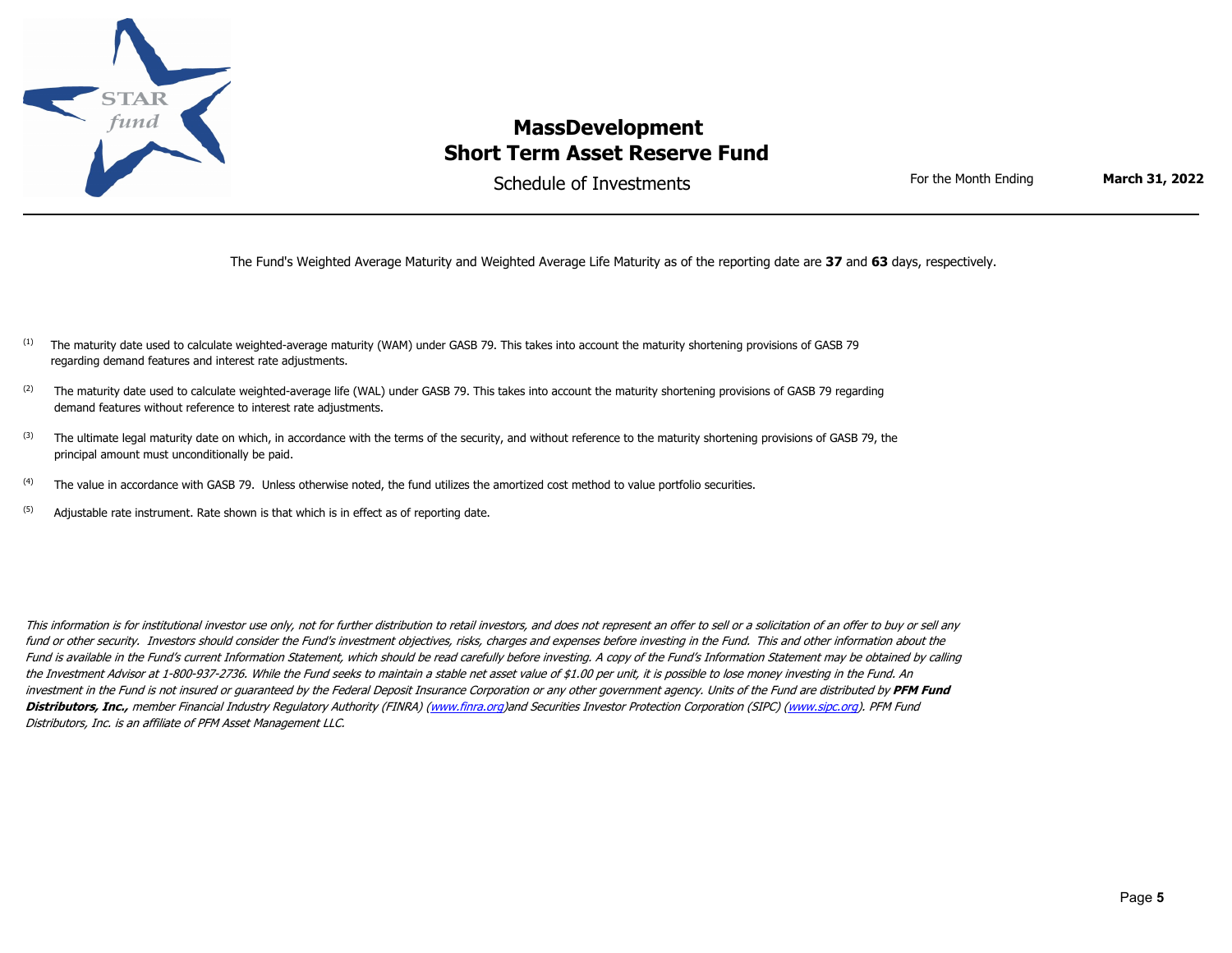# MassDevelopment
# Short Term Asset Reserve Fund

Schedule of Investments

For the Month Ending **March 31, 2022**

The Fund's Weighted Average Maturity and Weighted Average Life Maturity as of the reporting date are **37** and **63** days, respectively.

(1) The maturity date used to calculate weighted-average maturity (WAM) under GASB 79. This takes into account the maturity shortening provisions of GASB 79 regarding demand features and interest rate adjustments.

(2) The maturity date used to calculate weighted-average life (WAL) under GASB 79. This takes into account the maturity shortening provisions of GASB 79 regarding demand features without reference to interest rate adjustments.

(3) The ultimate legal maturity date on which, in accordance with the terms of the security, and without reference to the maturity shortening provisions of GASB 79, the principal amount must unconditionally be paid.

(4) The value in accordance with GASB 79. Unless otherwise noted, the fund utilizes the amortized cost method to value portfolio securities.

(5) Adjustable rate instrument. Rate shown is that which is in effect as of reporting date.

*This information is for institutional investor use only, not for further distribution to retail investors, and does not represent an offer to sell or a solicitation of an offer to buy or sell any fund or other security. Investors should consider the Fund's investment objectives, risks, charges and expenses before investing in the Fund. This and other information about the Fund is available in the Fund's current Information Statement, which should be read carefully before investing. A copy of the Fund's Information Statement may be obtained by calling the Investment Advisor at 1-800-937-2736. While the Fund seeks to maintain a stable net asset value of $1.00 per unit, it is possible to lose money investing in the Fund. An investment in the Fund is not insured or guaranteed by the Federal Deposit Insurance Corporation or any other government agency. Units of the Fund are distributed by* ***PFM Fund Distributors, Inc.,*** *member Financial Industry Regulatory Authority (FINRA) (www.finra.org)and Securities Investor Protection Corporation (SIPC) (www.sipc.org). PFM Fund Distributors, Inc. is an affiliate of PFM Asset Management LLC.*